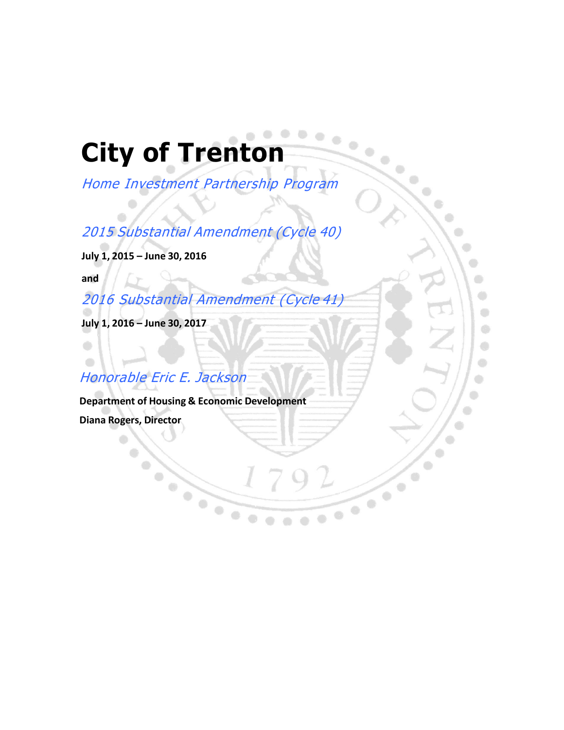# City of Trenton

*Home Investment Partnership Program*

*2015 Substantial Amendment (Cycle 40)*

**July 1, 2015 – June 30, 2016**

**and**

*2016 Substantial Amendment (Cycle 41)*

**July 1, 2016 – June 30, 2017**

*Honorable Eric E. Jackson*

**Department of Housing & Economic Development**

**Diana Rogers, Director**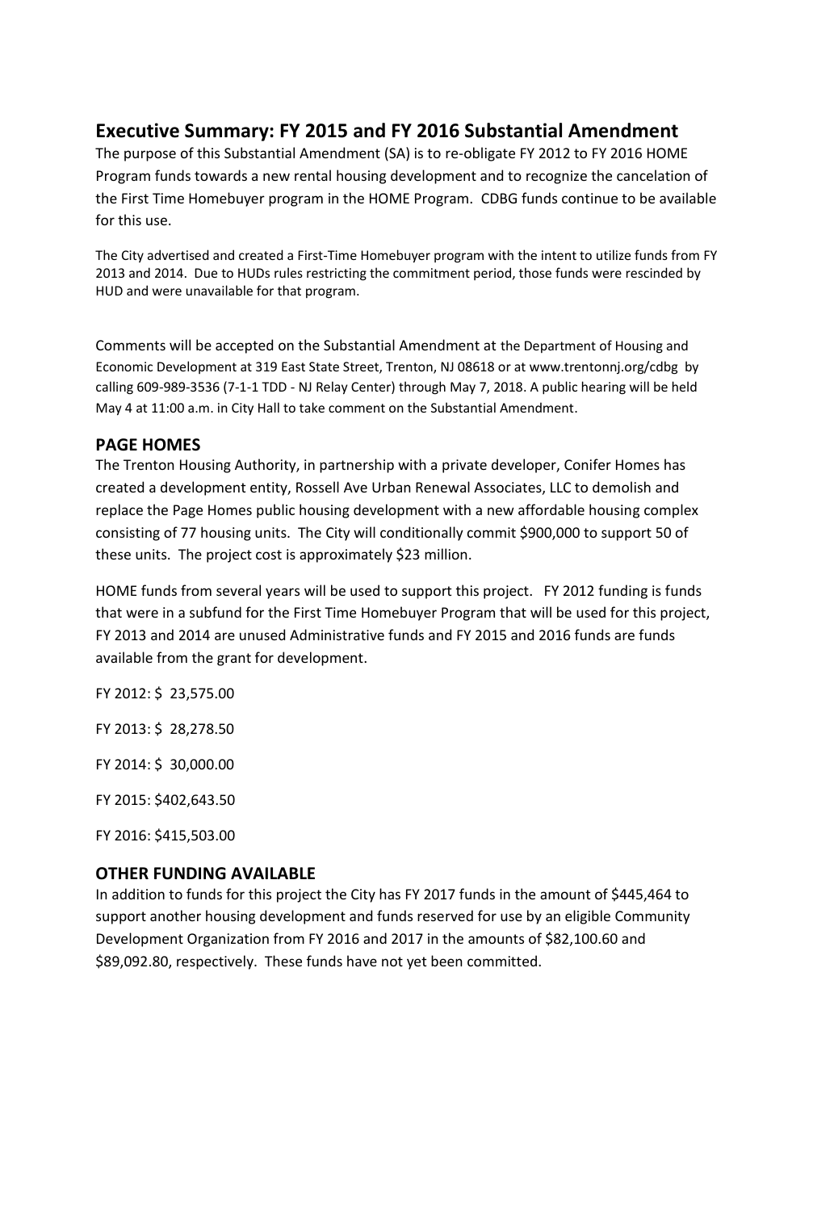## Executive Summary: FY 2015 and FY 2016 Substantial Amendment

The purpose of this Substantial Amendment (SA) is to re-obligate FY 2012 to FY 2016 HOME Program funds towards a new rental housing development and to recognize the cancelation of the First Time Homebuyer program in the HOME Program. CDBG funds continue to be available for this use.

The City advertised and created a First-Time Homebuyer program with the intent to utilize funds from FY 2013 and 2014. Due to HUDs rules restricting the commitment period, those funds were rescinded by HUD and were unavailable for that program.

Comments will be accepted on the Substantial Amendment at the Department of Housing and Economic Development at 319 East State Street, Trenton, NJ 08618 or at www.trentonnj.org/cdbg by calling 609-989-3536 (7-1-1 TDD - NJ Relay Center) through May 7, 2018. A public hearing will be held May 4 at 11:00 a.m. in City Hall to take comment on the Substantial Amendment.

### PAGE HOMES

The Trenton Housing Authority, in partnership with a private developer, Conifer Homes has created a development entity, Rossell Ave Urban Renewal Associates, LLC to demolish and replace the Page Homes public housing development with a new affordable housing complex consisting of 77 housing units. The City will conditionally commit $900,000 to support 50 of these units. The project cost is approximately $23 million.

HOME funds from several years will be used to support this project. FY 2012 funding is funds that were in a subfund for the First Time Homebuyer Program that will be used for this project, FY 2013 and 2014 are unused Administrative funds and FY 2015 and 2016 funds are funds available from the grant for development.

FY 2012: $ 23,575.00

FY 2013: $ 28,278.50

FY 2014: $ 30,000.00

FY 2015: $402,643.50

FY 2016: $415,503.00

### OTHER FUNDING AVAILABLE

In addition to funds for this project the City has FY 2017 funds in the amount of $445,464 to support another housing development and funds reserved for use by an eligible Community Development Organization from FY 2016 and 2017 in the amounts of $82,100.60 and $89,092.80, respectively. These funds have not yet been committed.